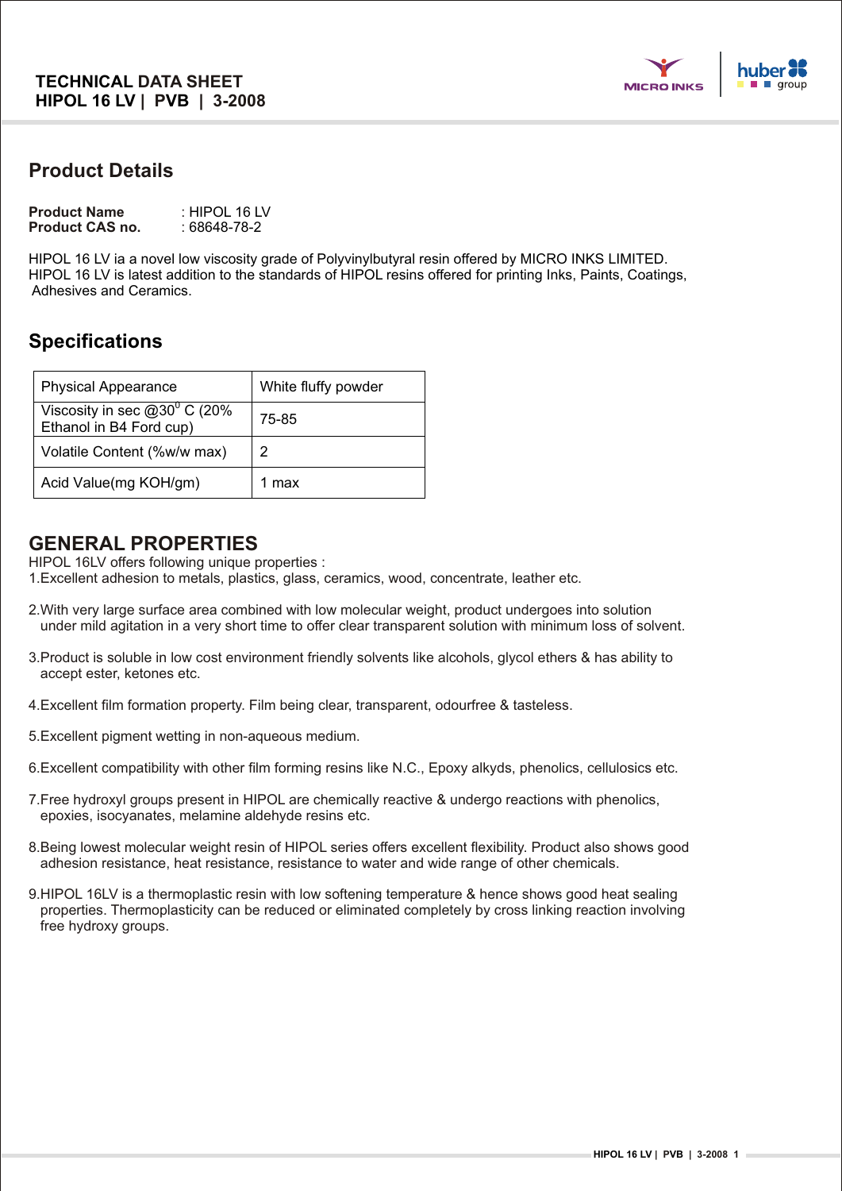# TECHNICAL DATA SHEET
**HIPOL 16 LV | PVB | 3-2008**

## Product Details

**Product Name** : HIPOL 16 LV
**Product CAS no.** : 68648-78-2

HIPOL 16 LV ia a novel low viscosity grade of Polyvinylbutyral resin offered by MICRO INKS LIMITED. HIPOL 16 LV is latest addition to the standards of HIPOL resins offered for printing Inks, Paints, Coatings, Adhesives and Ceramics.

## Specifications

| Physical Appearance | White fluffy powder |
|---|---|
| Viscosity in sec @30$^0$ C (20% Ethanol in B4 Ford cup) | 75-85 |
| Volatile Content (%w/w max) | 2 |
| Acid Value(mg KOH/gm) | 1 max |

## GENERAL PROPERTIES

HIPOL 16LV offers following unique properties :

1. Excellent adhesion to metals, plastics, glass, ceramics, wood, concentrate, leather etc.
2. With very large surface area combined with low molecular weight, product undergoes into solution under mild agitation in a very short time to offer clear transparent solution with minimum loss of solvent.
3. Product is soluble in low cost environment friendly solvents like alcohols, glycol ethers & has ability to accept ester, ketones etc.
4. Excellent film formation property. Film being clear, transparent, odourfree & tasteless.
5. Excellent pigment wetting in non-aqueous medium.
6. Excellent compatibility with other film forming resins like N.C., Epoxy alkyds, phenolics, cellulosics etc.
7. Free hydroxyl groups present in HIPOL are chemically reactive & undergo reactions with phenolics, epoxies, isocyanates, melamine aldehyde resins etc.
8. Being lowest molecular weight resin of HIPOL series offers excellent flexibility. Product also shows good adhesion resistance, heat resistance, resistance to water and wide range of other chemicals.
9. HIPOL 16LV is a thermoplastic resin with low softening temperature & hence shows good heat sealing properties. Thermoplasticity can be reduced or eliminated completely by cross linking reaction involving free hydroxy groups.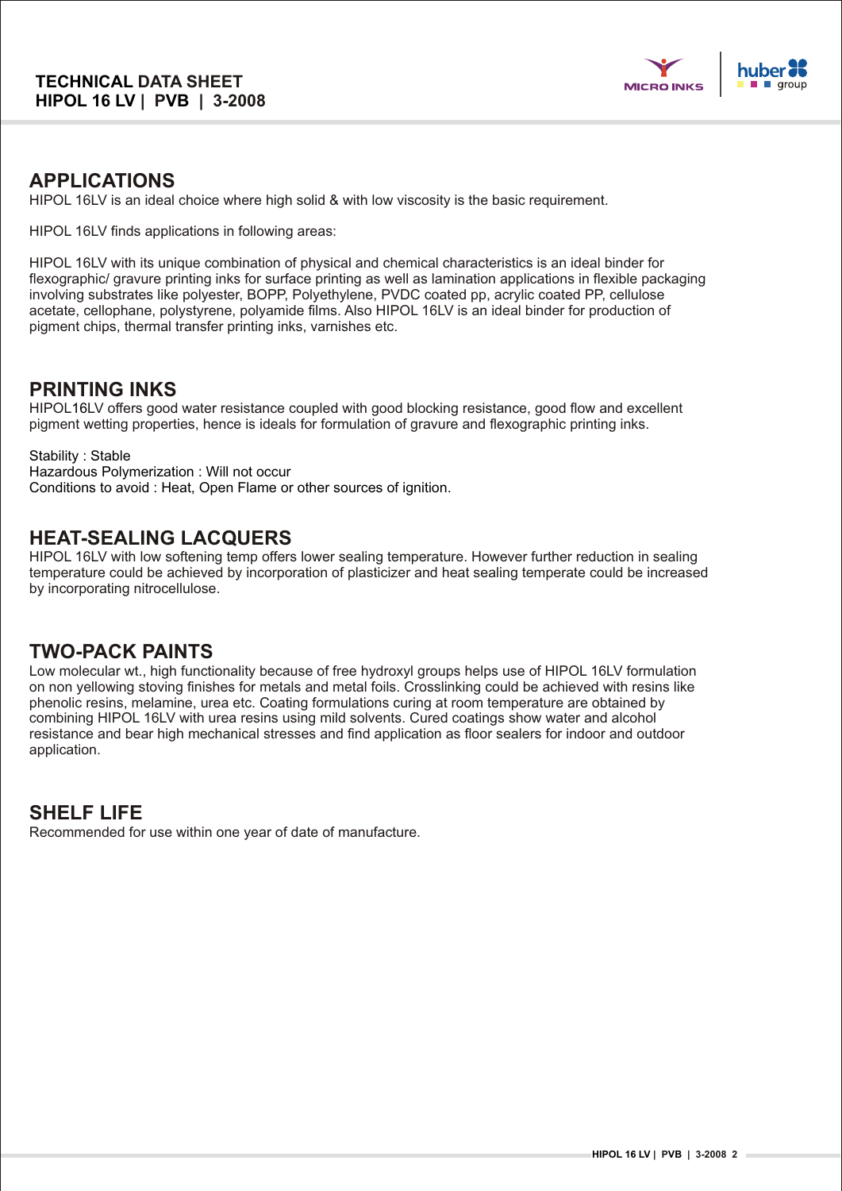## APPLICATIONS

HIPOL 16LV is an ideal choice where high solid & with low viscosity is the basic requirement.

HIPOL 16LV finds applications in following areas:

HIPOL 16LV with its unique combination of physical and chemical characteristics is an ideal binder for flexographic/ gravure printing inks for surface printing as well as lamination applications in flexible packaging involving substrates like polyester, BOPP, Polyethylene, PVDC coated pp, acrylic coated PP, cellulose acetate, cellophane, polystyrene, polyamide films. Also HIPOL 16LV is an ideal binder for production of pigment chips, thermal transfer printing inks, varnishes etc.

## PRINTING INKS

HIPOL16LV offers good water resistance coupled with good blocking resistance, good flow and excellent pigment wetting properties, hence is ideals for formulation of gravure and flexographic printing inks.

Stability : Stable
Hazardous Polymerization : Will not occur
Conditions to avoid : Heat, Open Flame or other sources of ignition.

## HEAT-SEALING LACQUERS

HIPOL 16LV with low softening temp offers lower sealing temperature. However further reduction in sealing temperature could be achieved by incorporation of plasticizer and heat sealing temperate could be increased by incorporating nitrocellulose.

## TWO-PACK PAINTS

Low molecular wt., high functionality because of free hydroxyl groups helps use of HIPOL 16LV formulation on non yellowing stoving finishes for metals and metal foils. Crosslinking could be achieved with resins like phenolic resins, melamine, urea etc. Coating formulations curing at room temperature are obtained by combining HIPOL 16LV with urea resins using mild solvents. Cured coatings show water and alcohol resistance and bear high mechanical stresses and find application as floor sealers for indoor and outdoor application.

## SHELF LIFE

Recommended for use within one year of date of manufacture.